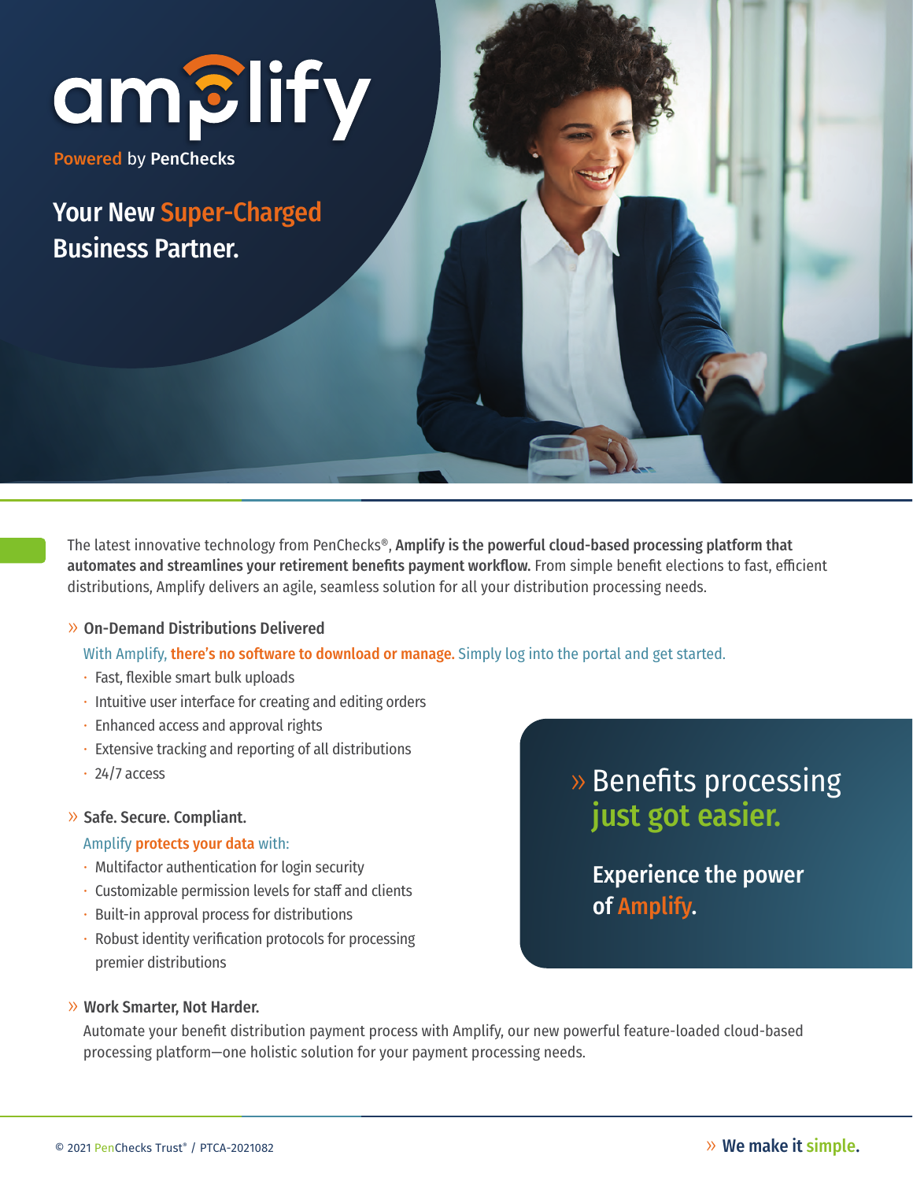# amplify

Powered by PenChecks

## Your New Super-Charged Business Partner.

The latest innovative technology from PenChecks®, **Amplify is the powerful cloud-based processing platform that automates and streamlines your retirement benefits payment workflow.** From simple benefit elections to fast, efficient distributions, Amplify delivers an agile, seamless solution for all your distribution processing needs.

### » On-Demand Distributions Delivered

With Amplify, **there's no software to download or manage.** Simply log into the portal and get started.

- Fast, flexible smart bulk uploads
- Intuitive user interface for creating and editing orders
- Enhanced access and approval rights
- Extensive tracking and reporting of all distributions
- 24/7 access

### » Safe. Secure. Compliant.

Amplify **protects your data** with:

- Multifactor authentication for login security
- Customizable permission levels for staff and clients
- Built-in approval process for distributions
- Robust identity verification protocols for processing premier distributions

### » Work Smarter, Not Harder.

Automate your benefit distribution payment process with Amplify, our new powerful feature-loaded cloud-based processing platform—one holistic solution for your payment processing needs.

» Benefits processing just got easier.

**Experience the power of Amplify.**

© 2021 PenChecks Trust® / PTCA-2021082

» **We make it simple.**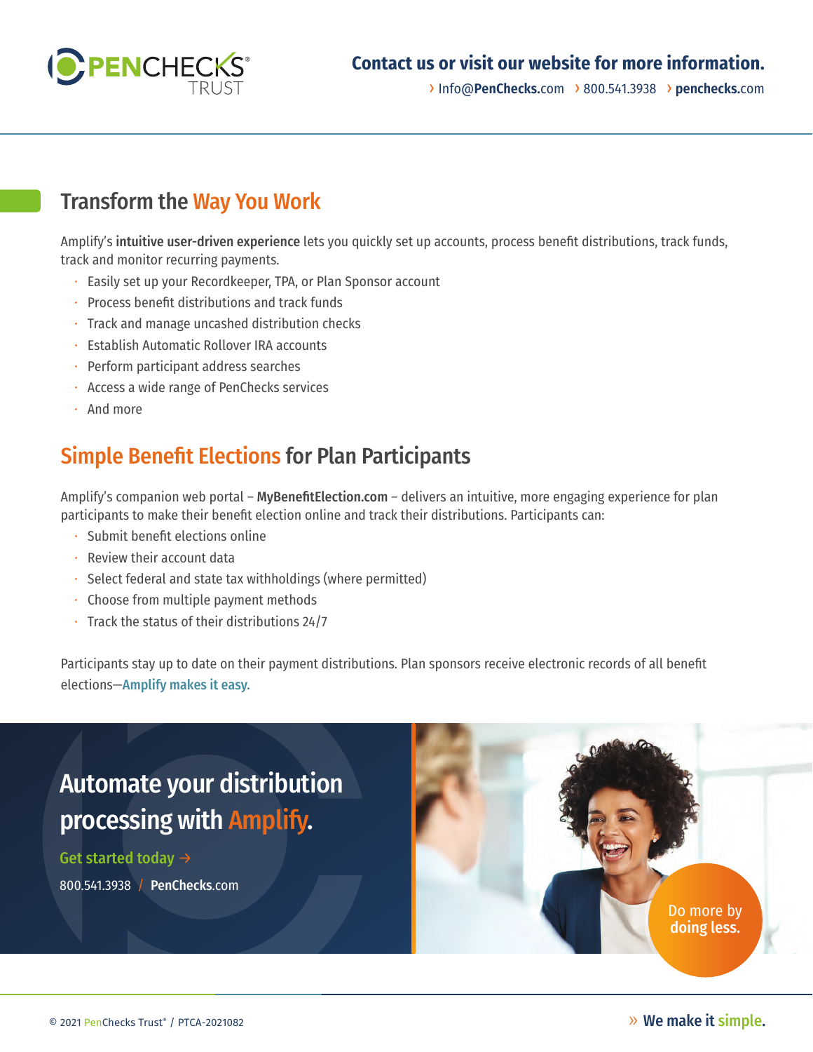PENCHECKS TRUST

**Contact us or visit our website for more information.**

› Info@PenChecks.com › 800.541.3938 › penchecks.com

## Transform the Way You Work

Amplify's **intuitive user-driven experience** lets you quickly set up accounts, process benefit distributions, track funds, track and monitor recurring payments.

- Easily set up your Recordkeeper, TPA, or Plan Sponsor account
- Process benefit distributions and track funds
- Track and manage uncashed distribution checks
- Establish Automatic Rollover IRA accounts
- Perform participant address searches
- Access a wide range of PenChecks services
- And more

## Simple Benefit Elections for Plan Participants

Amplify's companion web portal – **MyBenefitElection.com** – delivers an intuitive, more engaging experience for plan participants to make their benefit election online and track their distributions. Participants can:

- Submit benefit elections online
- Review their account data
- Select federal and state tax withholdings (where permitted)
- Choose from multiple payment methods
- Track the status of their distributions 24/7

Participants stay up to date on their payment distributions. Plan sponsors receive electronic records of all benefit elections—**Amplify makes it easy.**

## Automate your distribution processing with Amplify.

**Get started today →**

800.541.3938 / **PenChecks**.com

Do more by **doing less.**

© 2021 PenChecks Trust® / PTCA-2021082

» **We make it simple.**